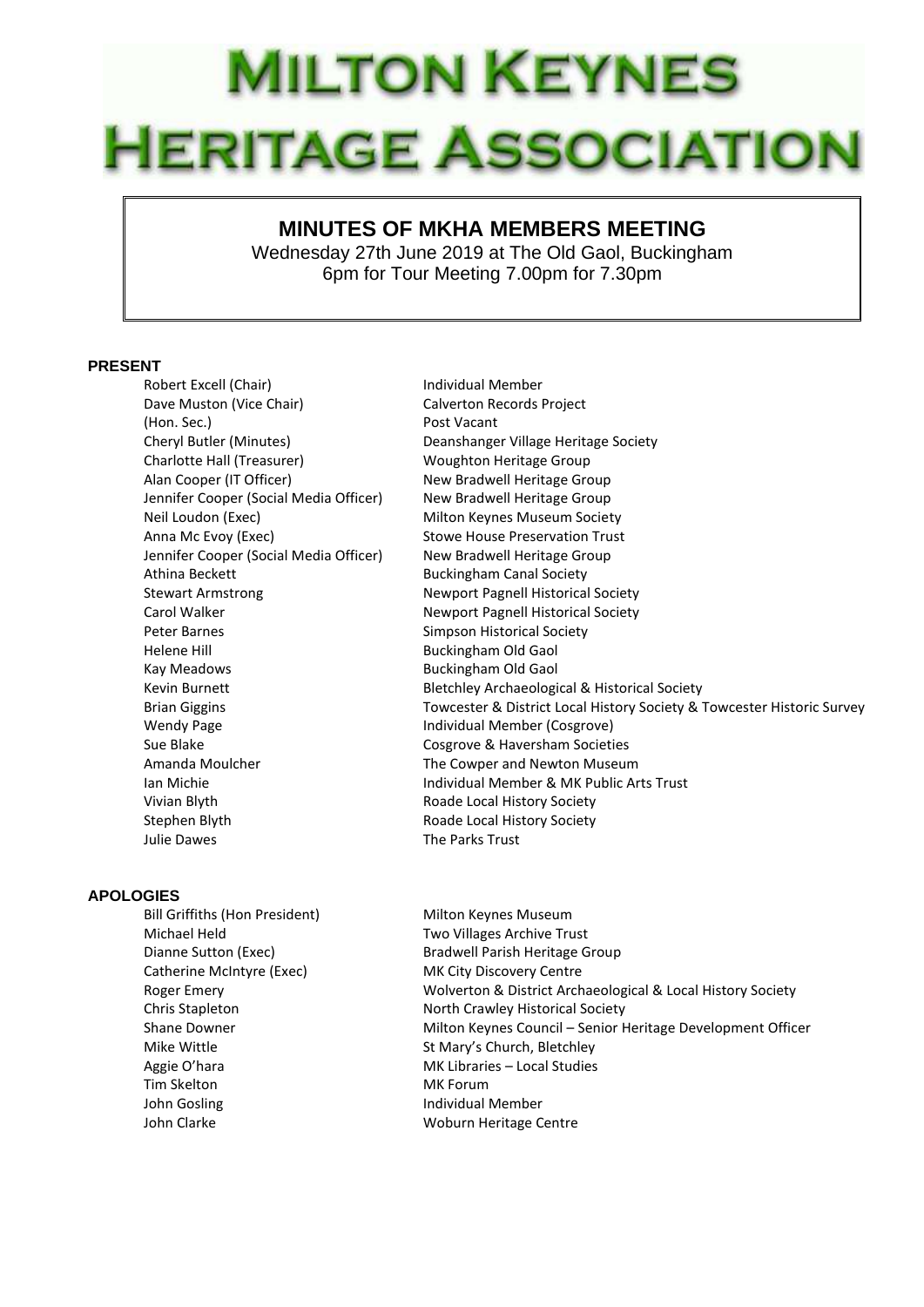# MILTON KEYNES HERITAGE ASSOCIATION

## MINUTES OF MKHA MEMBERS MEETING

Wednesday 27th June 2019 at The Old Gaol, Buckingham
6pm for Tour Meeting 7.00pm for 7.30pm

### PRESENT

| | |
|---|---|
| Robert Excell (Chair) | Individual Member |
| Dave Muston (Vice Chair) | Calverton Records Project |
| (Hon. Sec.) | Post Vacant |
| Cheryl Butler (Minutes) | Deanshanger Village Heritage Society |
| Charlotte Hall (Treasurer) | Woughton Heritage Group |
| Alan Cooper (IT Officer) | New Bradwell Heritage Group |
| Jennifer Cooper (Social Media Officer) | New Bradwell Heritage Group |
| Neil Loudon (Exec) | Milton Keynes Museum Society |
| Anna Mc Evoy (Exec) | Stowe House Preservation Trust |
| Jennifer Cooper (Social Media Officer) | New Bradwell Heritage Group |
| Athina Beckett | Buckingham Canal Society |
| Stewart Armstrong | Newport Pagnell Historical Society |
| Carol Walker | Newport Pagnell Historical Society |
| Peter Barnes | Simpson Historical Society |
| Helene Hill | Buckingham Old Gaol |
| Kay Meadows | Buckingham Old Gaol |
| Kevin Burnett | Bletchley Archaeological & Historical Society |
| Brian Giggins | Towcester & District Local History Society & Towcester Historic Survey |
| Wendy Page | Individual Member (Cosgrove) |
| Sue Blake | Cosgrove & Haversham Societies |
| Amanda Moulcher | The Cowper and Newton Museum |
| Ian Michie | Individual Member & MK Public Arts Trust |
| Vivian Blyth | Roade Local History Society |
| Stephen Blyth | Roade Local History Society |
| Julie Dawes | The Parks Trust |

### APOLOGIES

| | |
|---|---|
| Bill Griffiths (Hon President) | Milton Keynes Museum |
| Michael Held | Two Villages Archive Trust |
| Dianne Sutton (Exec) | Bradwell Parish Heritage Group |
| Catherine McIntyre (Exec) | MK City Discovery Centre |
| Roger Emery | Wolverton & District Archaeological & Local History Society |
| Chris Stapleton | North Crawley Historical Society |
| Shane Downer | Milton Keynes Council – Senior Heritage Development Officer |
| Mike Wittle | St Mary's Church, Bletchley |
| Aggie O'hara | MK Libraries – Local Studies |
| Tim Skelton | MK Forum |
| John Gosling | Individual Member |
| John Clarke | Woburn Heritage Centre |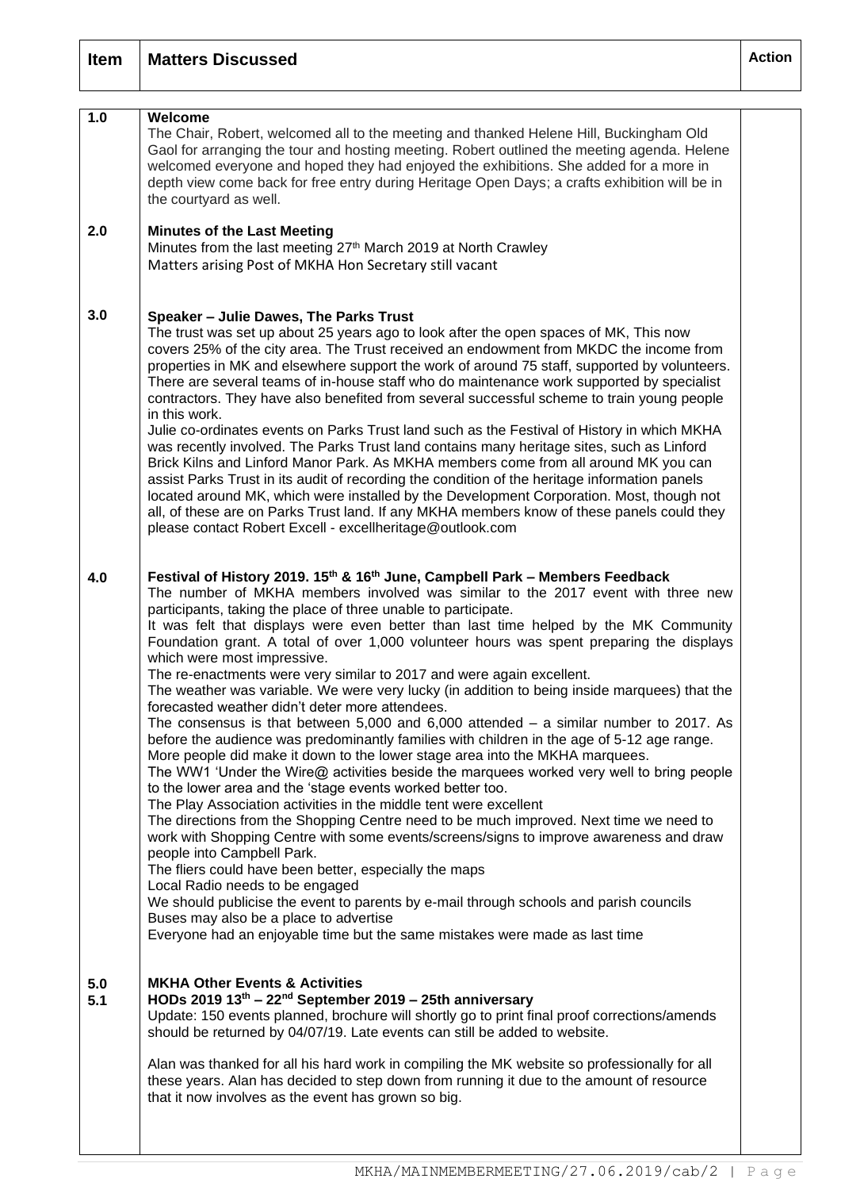| Item | Matters Discussed | Action |
|---|---|---|
| 1.0 | **Welcome**<br>The Chair, Robert, welcomed all to the meeting and thanked Helene Hill, Buckingham Old Gaol for arranging the tour and hosting meeting. Robert outlined the meeting agenda. Helene welcomed everyone and hoped they had enjoyed the exhibitions. She added for a more in depth view come back for free entry during Heritage Open Days; a crafts exhibition will be in the courtyard as well. | |
| 2.0 | **Minutes of the Last Meeting**<br>Minutes from the last meeting 27th March 2019 at North Crawley<br>Matters arising Post of MKHA Hon Secretary still vacant | |
| 3.0 | **Speaker – Julie Dawes, The Parks Trust**<br>The trust was set up about 25 years ago to look after the open spaces of MK, This now covers 25% of the city area. The Trust received an endowment from MKDC the income from properties in MK and elsewhere support the work of around 75 staff, supported by volunteers. There are several teams of in-house staff who do maintenance work supported by specialist contractors. They have also benefited from several successful scheme to train young people in this work.<br>Julie co-ordinates events on Parks Trust land such as the Festival of History in which MKHA was recently involved. The Parks Trust land contains many heritage sites, such as Linford Brick Kilns and Linford Manor Park. As MKHA members come from all around MK you can assist Parks Trust in its audit of recording the condition of the heritage information panels located around MK, which were installed by the Development Corporation. Most, though not all, of these are on Parks Trust land. If any MKHA members know of these panels could they please contact Robert Excell - excellheritage@outlook.com | |
| 4.0 | **Festival of History 2019. 15th & 16th June, Campbell Park – Members Feedback**<br>The number of MKHA members involved was similar to the 2017 event with three new participants, taking the place of three unable to participate.<br>It was felt that displays were even better than last time helped by the MK Community Foundation grant. A total of over 1,000 volunteer hours was spent preparing the displays which were most impressive.<br>The re-enactments were very similar to 2017 and were again excellent.<br>The weather was variable. We were very lucky (in addition to being inside marquees) that the forecasted weather didn't deter more attendees.<br>The consensus is that between 5,000 and 6,000 attended – a similar number to 2017. As before the audience was predominantly families with children in the age of 5-12 age range.<br>More people did make it down to the lower stage area into the MKHA marquees.<br>The WW1 'Under the Wire@ activities beside the marquees worked very well to bring people to the lower area and the 'stage events worked better too.<br>The Play Association activities in the middle tent were excellent<br>The directions from the Shopping Centre need to be much improved. Next time we need to work with Shopping Centre with some events/screens/signs to improve awareness and draw people into Campbell Park.<br>The fliers could have been better, especially the maps<br>Local Radio needs to be engaged<br>We should publicise the event to parents by e-mail through schools and parish councils<br>Buses may also be a place to advertise<br>Everyone had an enjoyable time but the same mistakes were made as last time | |
| 5.0<br>5.1 | **MKHA Other Events & Activities**<br>**HODs 2019 13th – 22nd September 2019 – 25th anniversary**<br>Update: 150 events planned, brochure will shortly go to print final proof corrections/amends should be returned by 04/07/19. Late events can still be added to website.<br><br>Alan was thanked for all his hard work in compiling the MK website so professionally for all these years. Alan has decided to step down from running it due to the amount of resource that it now involves as the event has grown so big. | |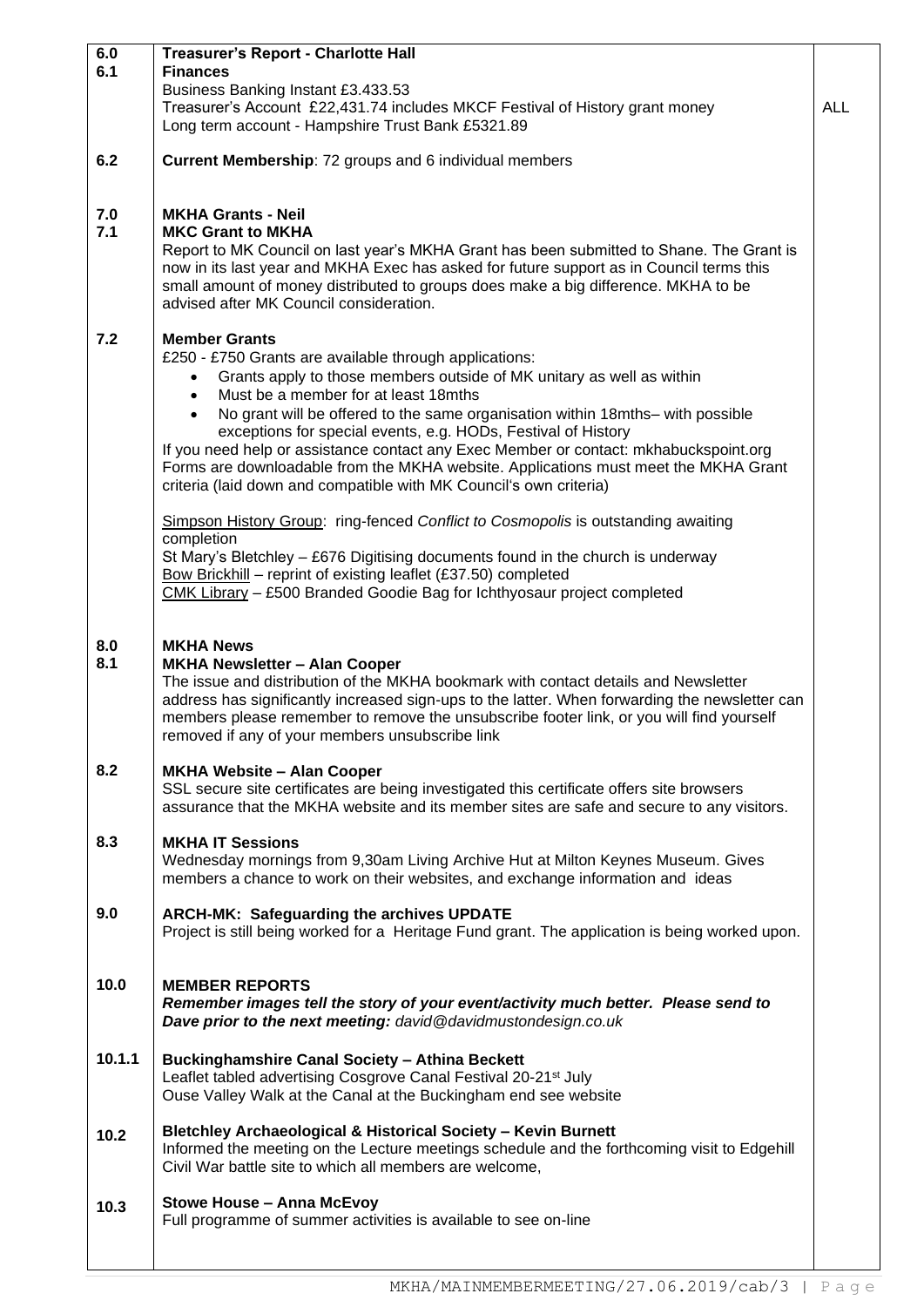| | | |
|---|---|---|
| **6.0**<br>**6.1** | **Treasurer's Report - Charlotte Hall**<br>**Finances**<br>Business Banking Instant £3.433.53<br>Treasurer's Account £22,431.74 includes MKCF Festival of History grant money<br>Long term account - Hampshire Trust Bank £5321.89 | ALL |
| **6.2** | **Current Membership**: 72 groups and 6 individual members | |
| **7.0**<br>**7.1** | **MKHA Grants - Neil**<br>**MKC Grant to MKHA**<br>Report to MK Council on last year's MKHA Grant has been submitted to Shane. The Grant is now in its last year and MKHA Exec has asked for future support as in Council terms this small amount of money distributed to groups does make a big difference. MKHA to be advised after MK Council consideration. | |
| **7.2** | **Member Grants**<br>£250 - £750 Grants are available through applications:<br>• Grants apply to those members outside of MK unitary as well as within<br>• Must be a member for at least 18mths<br>• No grant will be offered to the same organisation within 18mths– with possible exceptions for special events, e.g. HODs, Festival of History<br>If you need help or assistance contact any Exec Member or contact: mkhabuckspoint.org<br>Forms are downloadable from the MKHA website. Applications must meet the MKHA Grant criteria (laid down and compatible with MK Council's own criteria)<br><br>Simpson History Group: ring-fenced *Conflict to Cosmopolis* is outstanding awaiting completion<br>St Mary's Bletchley – £676 Digitising documents found in the church is underway<br>Bow Brickhill – reprint of existing leaflet (£37.50) completed<br>CMK Library – £500 Branded Goodie Bag for Ichthyosaur project completed | |
| **8.0**<br>**8.1** | **MKHA News**<br>**MKHA Newsletter – Alan Cooper**<br>The issue and distribution of the MKHA bookmark with contact details and Newsletter address has significantly increased sign-ups to the latter. When forwarding the newsletter can members please remember to remove the unsubscribe footer link, or you will find yourself removed if any of your members unsubscribe link | |
| **8.2** | **MKHA Website – Alan Cooper**<br>SSL secure site certificates are being investigated this certificate offers site browsers assurance that the MKHA website and its member sites are safe and secure to any visitors. | |
| **8.3** | **MKHA IT Sessions**<br>Wednesday mornings from 9,30am Living Archive Hut at Milton Keynes Museum. Gives members a chance to work on their websites, and exchange information and ideas | |
| **9.0** | **ARCH-MK: Safeguarding the archives UPDATE**<br>Project is still being worked for a Heritage Fund grant. The application is being worked upon. | |
| **10.0** | **MEMBER REPORTS**<br>***Remember images tell the story of your event/activity much better. Please send to Dave prior to the next meeting:*** *david@davidmustondesign.co.uk* | |
| **10.1.1** | **Buckinghamshire Canal Society – Athina Beckett**<br>Leaflet tabled advertising Cosgrove Canal Festival 20-21st July<br>Ouse Valley Walk at the Canal at the Buckingham end see website | |
| **10.2** | **Bletchley Archaeological & Historical Society – Kevin Burnett**<br>Informed the meeting on the Lecture meetings schedule and the forthcoming visit to Edgehill Civil War battle site to which all members are welcome, | |
| **10.3** | **Stowe House – Anna McEvoy**<br>Full programme of summer activities is available to see on-line | |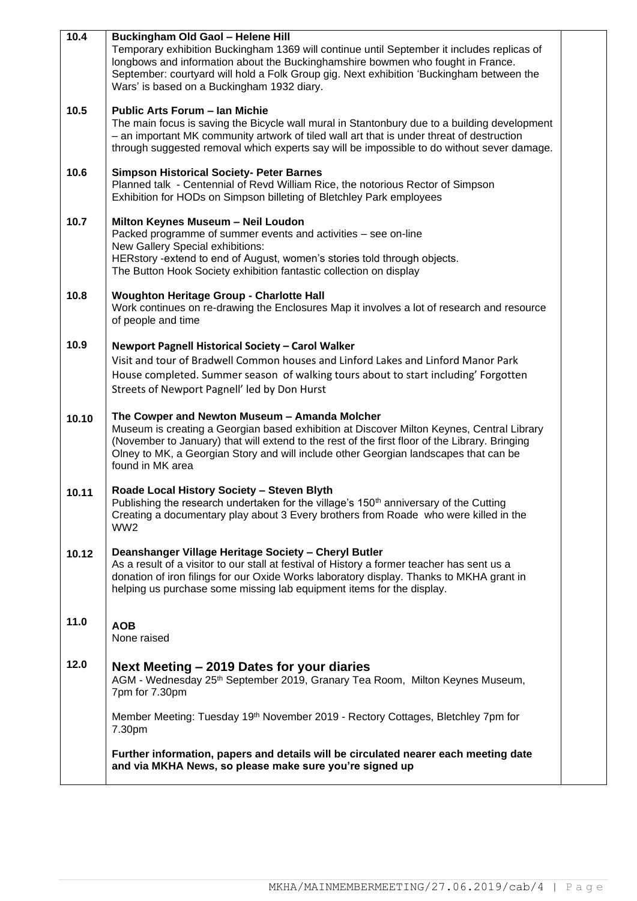| | | |
|---|---|---|
| 10.4 | **Buckingham Old Gaol – Helene Hill**<br>Temporary exhibition Buckingham 1369 will continue until September it includes replicas of longbows and information about the Buckinghamshire bowmen who fought in France. September: courtyard will hold a Folk Group gig. Next exhibition 'Buckingham between the Wars' is based on a Buckingham 1932 diary. | |
| 10.5 | **Public Arts Forum – Ian Michie**<br>The main focus is saving the Bicycle wall mural in Stantonbury due to a building development – an important MK community artwork of tiled wall art that is under threat of destruction through suggested removal which experts say will be impossible to do without sever damage. | |
| 10.6 | **Simpson Historical Society- Peter Barnes**<br>Planned talk - Centennial of Revd William Rice, the notorious Rector of Simpson<br>Exhibition for HODs on Simpson billeting of Bletchley Park employees | |
| 10.7 | **Milton Keynes Museum – Neil Loudon**<br>Packed programme of summer events and activities – see on-line<br>New Gallery Special exhibitions:<br>HERstory -extend to end of August, women's stories told through objects.<br>The Button Hook Society exhibition fantastic collection on display | |
| 10.8 | **Woughton Heritage Group - Charlotte Hall**<br>Work continues on re-drawing the Enclosures Map it involves a lot of research and resource of people and time | |
| 10.9 | **Newport Pagnell Historical Society – Carol Walker**<br>Visit and tour of Bradwell Common houses and Linford Lakes and Linford Manor Park House completed. Summer season of walking tours about to start including' Forgotten Streets of Newport Pagnell' led by Don Hurst | |
| 10.10 | **The Cowper and Newton Museum – Amanda Molcher**<br>Museum is creating a Georgian based exhibition at Discover Milton Keynes, Central Library (November to January) that will extend to the rest of the first floor of the Library. Bringing Olney to MK, a Georgian Story and will include other Georgian landscapes that can be found in MK area | |
| 10.11 | **Roade Local History Society – Steven Blyth**<br>Publishing the research undertaken for the village's 150th anniversary of the Cutting<br>Creating a documentary play about 3 Every brothers from Roade who were killed in the WW2 | |
| 10.12 | **Deanshanger Village Heritage Society – Cheryl Butler**<br>As a result of a visitor to our stall at festival of History a former teacher has sent us a donation of iron filings for our Oxide Works laboratory display. Thanks to MKHA grant in helping us purchase some missing lab equipment items for the display. | |
| 11.0 | **AOB**<br>None raised | |
| 12.0 | **Next Meeting – 2019 Dates for your diaries**<br>AGM - Wednesday 25th September 2019, Granary Tea Room, Milton Keynes Museum, 7pm for 7.30pm<br><br>Member Meeting: Tuesday 19th November 2019 - Rectory Cottages, Bletchley 7pm for 7.30pm<br><br>**Further information, papers and details will be circulated nearer each meeting date and via MKHA News, so please make sure you're signed up** | |